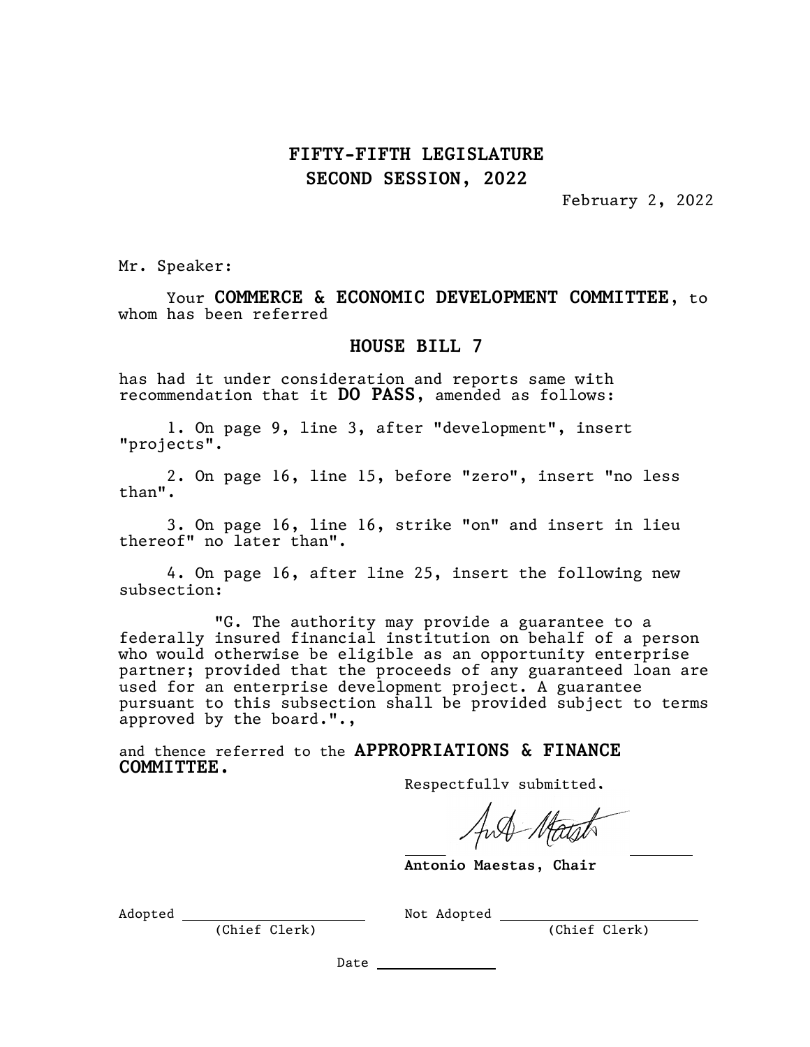# FIFTY-FIFTH LEGISLATURE
# SECOND SESSION, 2022

February 2, 2022

Mr. Speaker:

Your **COMMERCE & ECONOMIC DEVELOPMENT COMMITTEE**, to whom has been referred

## HOUSE BILL 7

has had it under consideration and reports same with recommendation that it **DO PASS**, amended as follows:

1. On page 9, line 3, after "development", insert "projects".

2. On page 16, line 15, before "zero", insert "no less than".

3. On page 16, line 16, strike "on" and insert in lieu thereof" no later than".

4. On page 16, after line 25, insert the following new subsection:

"G. The authority may provide a guarantee to a federally insured financial institution on behalf of a person who would otherwise be eligible as an opportunity enterprise partner; provided that the proceeds of any guaranteed loan are used for an enterprise development project. A guarantee pursuant to this subsection shall be provided subject to terms approved by the board.",

and thence referred to the **APPROPRIATIONS & FINANCE COMMITTEE.**

Respectfullv submitted.

**Antonio Maestas, Chair**

Adopted ______________________ (Chief Clerk)

Not Adopted ______________________ (Chief Clerk)

Date ______________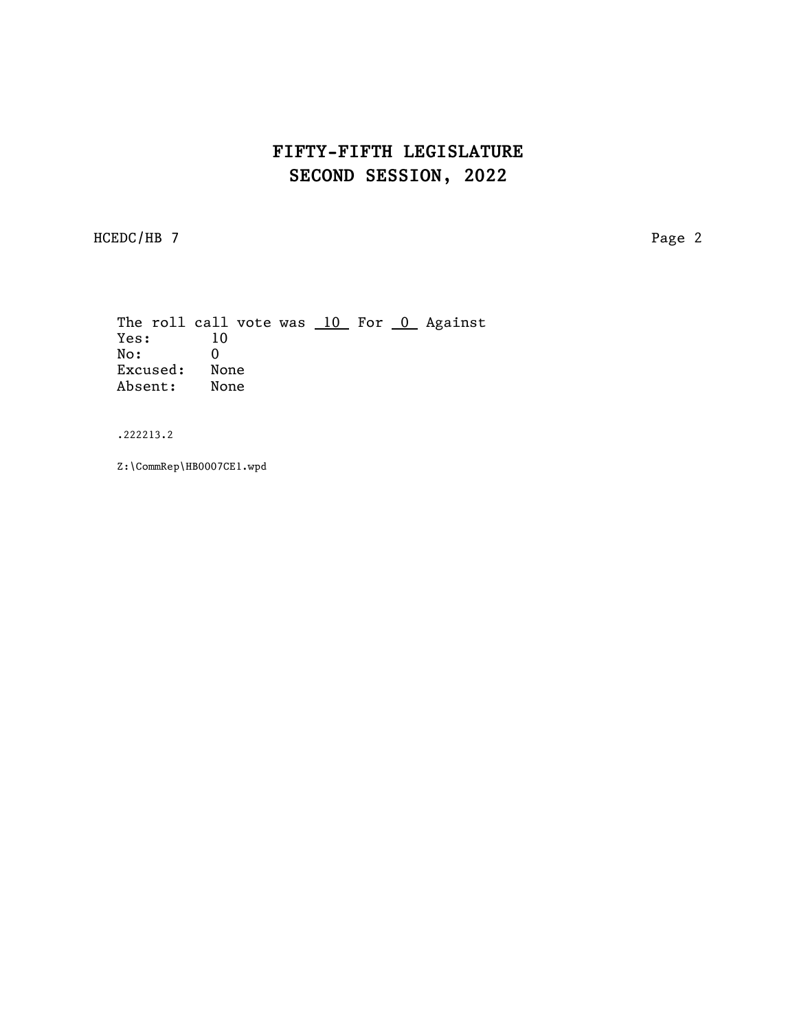The roll call vote was 10 For 0 Against

Yes: 10
No: 0
Excused: None
Absent: None

.222213.2

Z:\CommRep\HB0007CE1.wpd